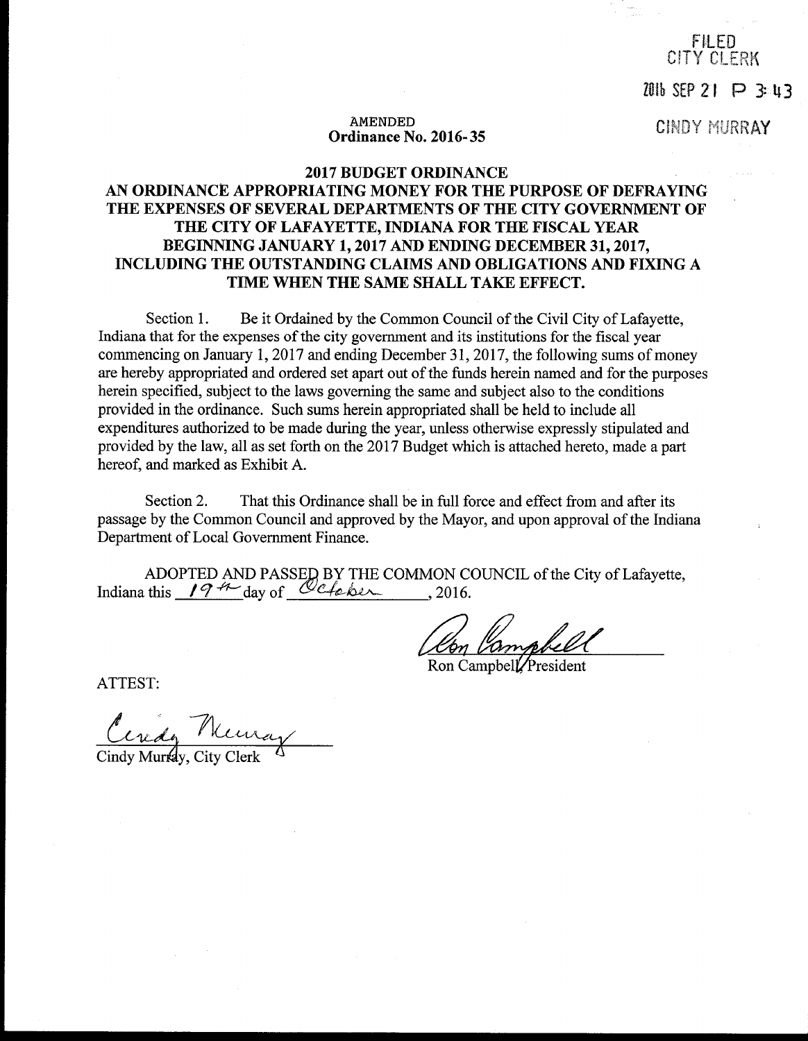FILED
CITY CLERK

2016 SEP 21 P 3:43

CINDY MURRAY

AMENDED
**Ordinance No. 2016-35**

**2017 BUDGET ORDINANCE**

**AN ORDINANCE APPROPRIATING MONEY FOR THE PURPOSE OF DEFRAYING THE EXPENSES OF SEVERAL DEPARTMENTS OF THE CITY GOVERNMENT OF THE CITY OF LAFAYETTE, INDIANA FOR THE FISCAL YEAR BEGINNING JANUARY 1, 2017 AND ENDING DECEMBER 31, 2017, INCLUDING THE OUTSTANDING CLAIMS AND OBLIGATIONS AND FIXING A TIME WHEN THE SAME SHALL TAKE EFFECT.**

Section 1. Be it Ordained by the Common Council of the Civil City of Lafayette, Indiana that for the expenses of the city government and its institutions for the fiscal year commencing on January 1, 2017 and ending December 31, 2017, the following sums of money are hereby appropriated and ordered set apart out of the funds herein named and for the purposes herein specified, subject to the laws governing the same and subject also to the conditions provided in the ordinance. Such sums herein appropriated shall be held to include all expenditures authorized to be made during the year, unless otherwise expressly stipulated and provided by the law, all as set forth on the 2017 Budget which is attached hereto, made a part hereof, and marked as Exhibit A.

Section 2. That this Ordinance shall be in full force and effect from and after its passage by the Common Council and approved by the Mayor, and upon approval of the Indiana Department of Local Government Finance.

ADOPTED AND PASSED BY THE COMMON COUNCIL of the City of Lafayette, Indiana this 19th day of October, 2016.

Ron Campbell

Ron Campbell, President

ATTEST:

Cindy Murray

Cindy Murray, City Clerk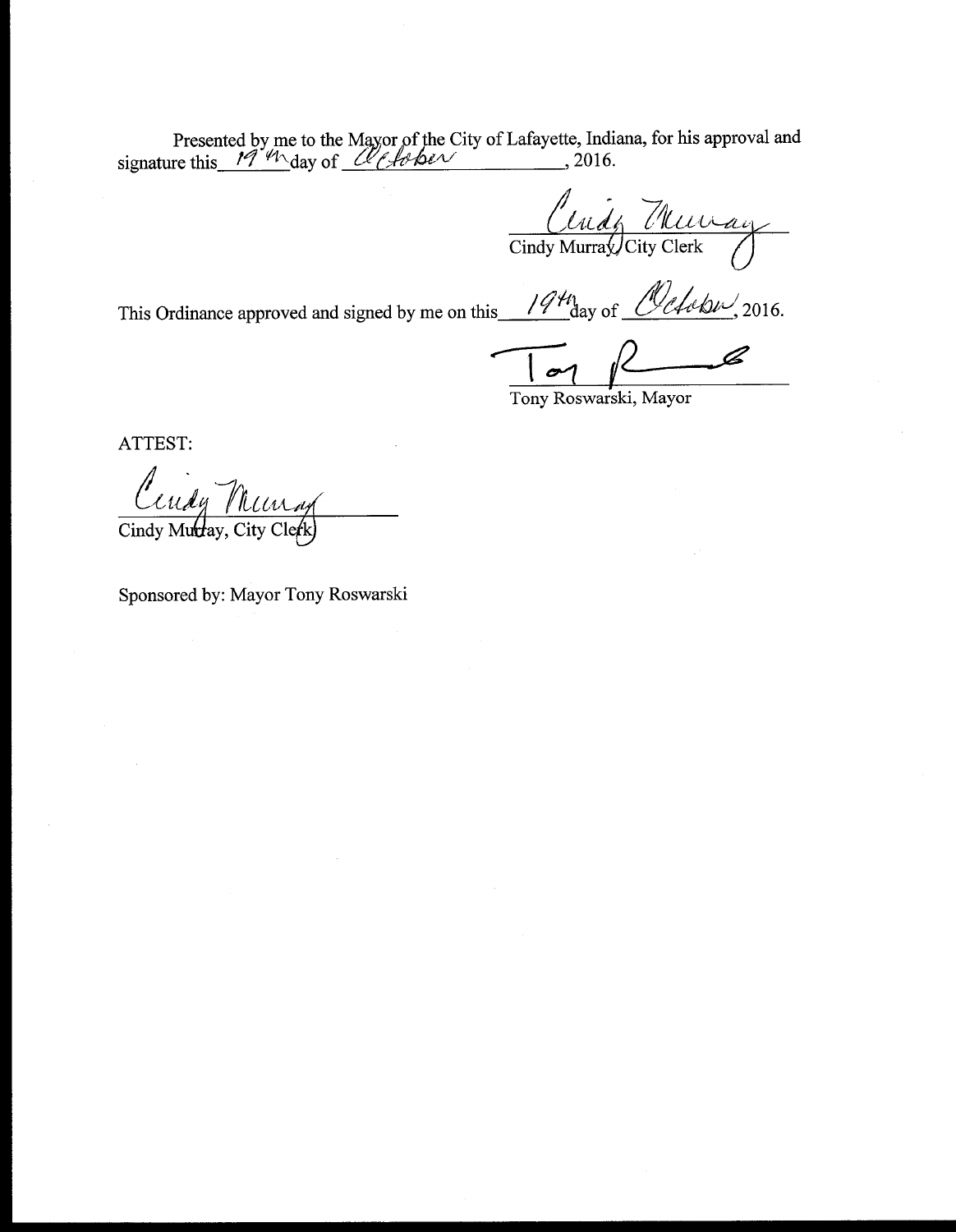Presented by me to the Mayor of the City of Lafayette, Indiana, for his approval and signature this 19th day of October, 2016.

Cindy Murray, City Clerk

This Ordinance approved and signed by me on this 19th day of October, 2016.

Tony Roswarski, Mayor

ATTEST:

Cindy Murray, City Clerk

Sponsored by: Mayor Tony Roswarski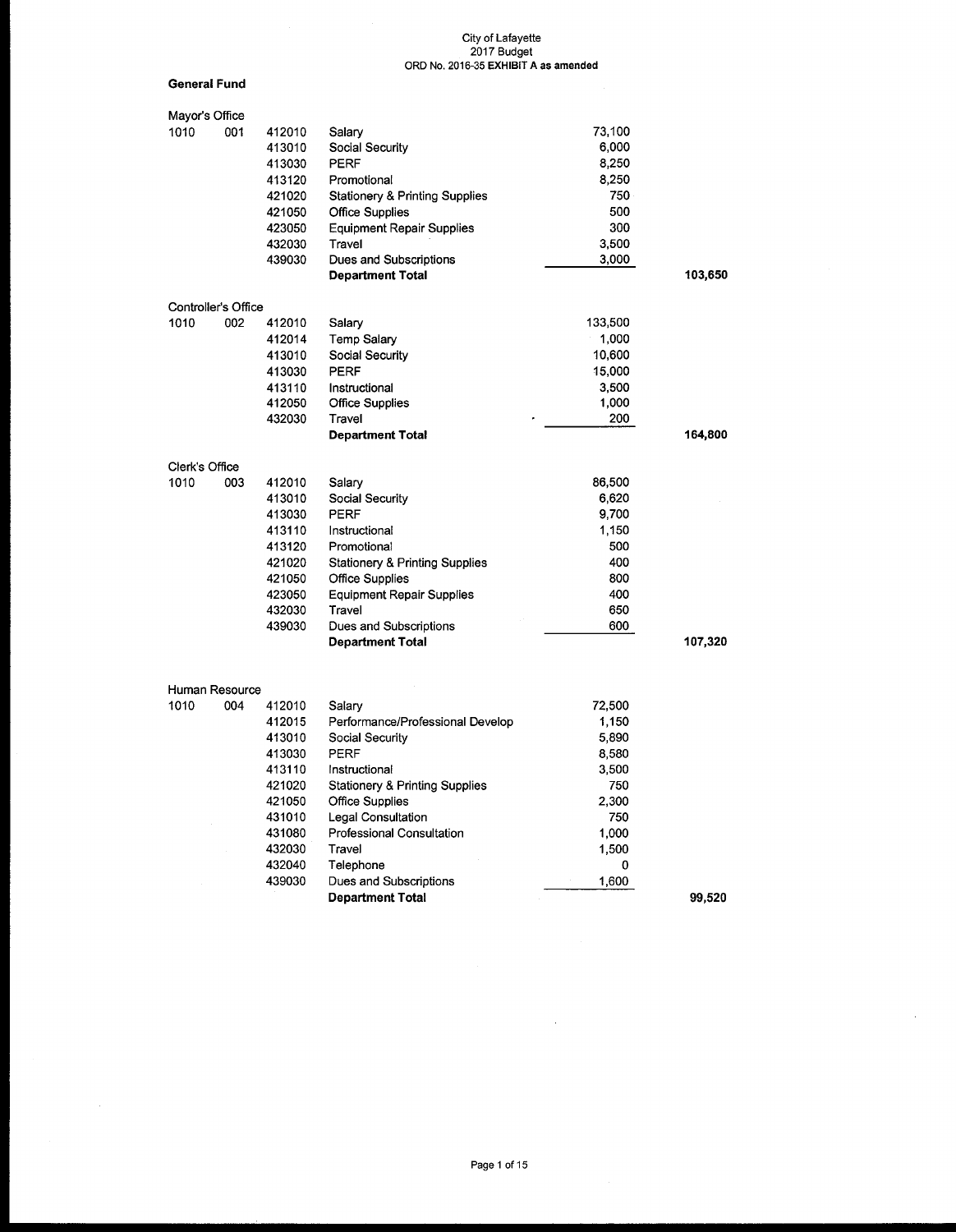City of Lafayette
2017 Budget
ORD No. 2016-35 **EXHIBIT A as amended**

**General Fund**

Mayor's Office

| | | | | | |
|---|---|---|---|---|---|
| 1010 | 001 | 412010 | Salary | 73,100 | |
| | | 413010 | Social Security | 6,000 | |
| | | 413030 | PERF | 8,250 | |
| | | 413120 | Promotional | 8,250 | |
| | | 421020 | Stationery & Printing Supplies | 750 | |
| | | 421050 | Office Supplies | 500 | |
| | | 423050 | Equipment Repair Supplies | 300 | |
| | | 432030 | Travel | 3,500 | |
| | | 439030 | Dues and Subscriptions | 3,000 | |
| | | | **Department Total** | | **103,650** |

Controller's Office

| | | | | | |
|---|---|---|---|---|---|
| 1010 | 002 | 412010 | Salary | 133,500 | |
| | | 412014 | Temp Salary | 1,000 | |
| | | 413010 | Social Security | 10,600 | |
| | | 413030 | PERF | 15,000 | |
| | | 413110 | Instructional | 3,500 | |
| | | 412050 | Office Supplies | 1,000 | |
| | | 432030 | Travel | 200 | |
| | | | **Department Total** | | **164,800** |

Clerk's Office

| | | | | | |
|---|---|---|---|---|---|
| 1010 | 003 | 412010 | Salary | 86,500 | |
| | | 413010 | Social Security | 6,620 | |
| | | 413030 | PERF | 9,700 | |
| | | 413110 | Instructional | 1,150 | |
| | | 413120 | Promotional | 500 | |
| | | 421020 | Stationery & Printing Supplies | 400 | |
| | | 421050 | Office Supplies | 800 | |
| | | 423050 | Equipment Repair Supplies | 400 | |
| | | 432030 | Travel | 650 | |
| | | 439030 | Dues and Subscriptions | 600 | |
| | | | **Department Total** | | **107,320** |

Human Resource

| | | | | | |
|---|---|---|---|---|---|
| 1010 | 004 | 412010 | Salary | 72,500 | |
| | | 412015 | Performance/Professional Develop | 1,150 | |
| | | 413010 | Social Security | 5,890 | |
| | | 413030 | PERF | 8,580 | |
| | | 413110 | Instructional | 3,500 | |
| | | 421020 | Stationery & Printing Supplies | 750 | |
| | | 421050 | Office Supplies | 2,300 | |
| | | 431010 | Legal Consultation | 750 | |
| | | 431080 | Professional Consultation | 1,000 | |
| | | 432030 | Travel | 1,500 | |
| | | 432040 | Telephone | 0 | |
| | | 439030 | Dues and Subscriptions | 1,600 | |
| | | | **Department Total** | | **99,520** |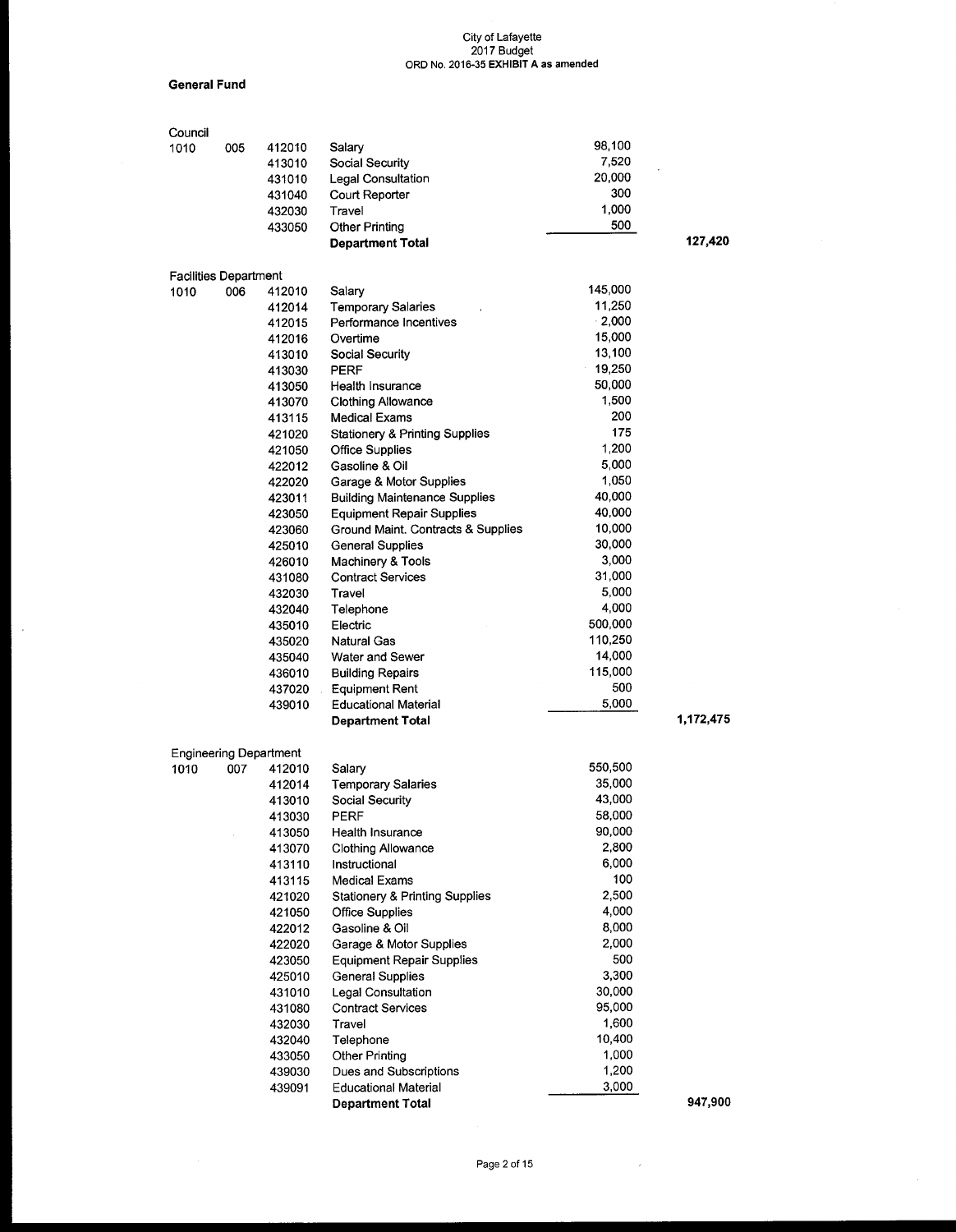City of Lafayette
2017 Budget
ORD No. 2016-35 **EXHIBIT A as amended**

**General Fund**

**Council**

| Fund | Dept | Account | Description | Amount | Total |
|---|---|---|---|---|---|
| 1010 | 005 | 412010 | Salary | 98,100 | |
| | | 413010 | Social Security | 7,520 | |
| | | 431010 | Legal Consultation | 20,000 | |
| | | 431040 | Court Reporter | 300 | |
| | | 432030 | Travel | 1,000 | |
| | | 433050 | Other Printing | 500 | |
| | | | **Department Total** | | **127,420** |

**Facilities Department**

| Fund | Dept | Account | Description | Amount | Total |
|---|---|---|---|---|---|
| 1010 | 006 | 412010 | Salary | 145,000 | |
| | | 412014 | Temporary Salaries | 11,250 | |
| | | 412015 | Performance Incentives | 2,000 | |
| | | 412016 | Overtime | 15,000 | |
| | | 413010 | Social Security | 13,100 | |
| | | 413030 | PERF | 19,250 | |
| | | 413050 | Health Insurance | 50,000 | |
| | | 413070 | Clothing Allowance | 1,500 | |
| | | 413115 | Medical Exams | 200 | |
| | | 421020 | Stationery & Printing Supplies | 175 | |
| | | 421050 | Office Supplies | 1,200 | |
| | | 422012 | Gasoline & Oil | 5,000 | |
| | | 422020 | Garage & Motor Supplies | 1,050 | |
| | | 423011 | Building Maintenance Supplies | 40,000 | |
| | | 423050 | Equipment Repair Supplies | 40,000 | |
| | | 423060 | Ground Maint. Contracts & Supplies | 10,000 | |
| | | 425010 | General Supplies | 30,000 | |
| | | 426010 | Machinery & Tools | 3,000 | |
| | | 431080 | Contract Services | 31,000 | |
| | | 432030 | Travel | 5,000 | |
| | | 432040 | Telephone | 4,000 | |
| | | 435010 | Electric | 500,000 | |
| | | 435020 | Natural Gas | 110,250 | |
| | | 435040 | Water and Sewer | 14,000 | |
| | | 436010 | Building Repairs | 115,000 | |
| | | 437020 | Equipment Rent | 500 | |
| | | 439010 | Educational Material | 5,000 | |
| | | | **Department Total** | | **1,172,475** |

**Engineering Department**

| Fund | Dept | Account | Description | Amount | Total |
|---|---|---|---|---|---|
| 1010 | 007 | 412010 | Salary | 550,500 | |
| | | 412014 | Temporary Salaries | 35,000 | |
| | | 413010 | Social Security | 43,000 | |
| | | 413030 | PERF | 58,000 | |
| | | 413050 | Health Insurance | 90,000 | |
| | | 413070 | Clothing Allowance | 2,800 | |
| | | 413110 | Instructional | 6,000 | |
| | | 413115 | Medical Exams | 100 | |
| | | 421020 | Stationery & Printing Supplies | 2,500 | |
| | | 421050 | Office Supplies | 4,000 | |
| | | 422012 | Gasoline & Oil | 8,000 | |
| | | 422020 | Garage & Motor Supplies | 2,000 | |
| | | 423050 | Equipment Repair Supplies | 500 | |
| | | 425010 | General Supplies | 3,300 | |
| | | 431010 | Legal Consultation | 30,000 | |
| | | 431080 | Contract Services | 95,000 | |
| | | 432030 | Travel | 1,600 | |
| | | 432040 | Telephone | 10,400 | |
| | | 433050 | Other Printing | 1,000 | |
| | | 439030 | Dues and Subscriptions | 1,200 | |
| | | 439091 | Educational Material | 3,000 | |
| | | | **Department Total** | | **947,900** |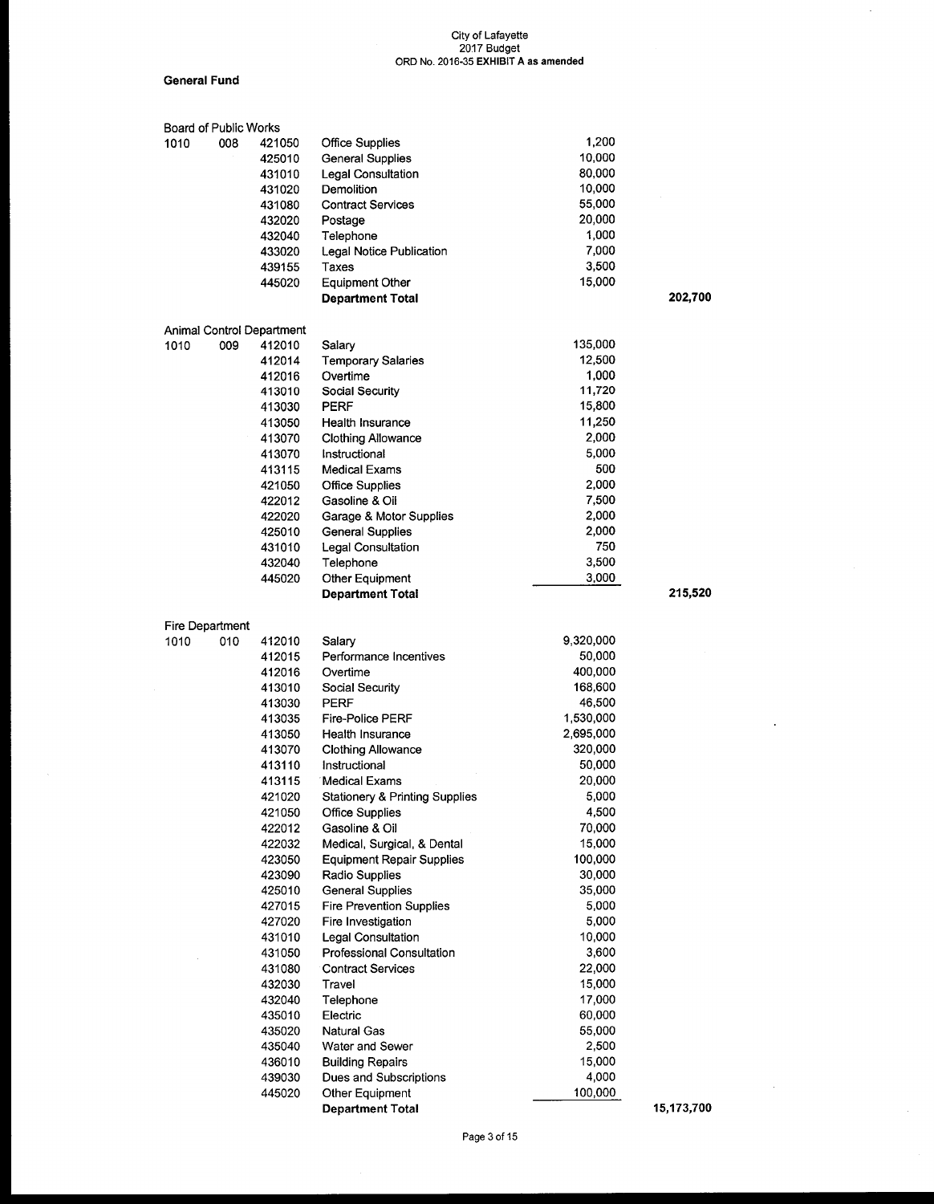City of Lafayette
2017 Budget
ORD No. 2016-35 **EXHIBIT A as amended**

**General Fund**

| Board of Public Works | | | | | |
|---|---|---|---|---|---|
| 1010 | 008 | 421050 | Office Supplies | 1,200 | |
| | | 425010 | General Supplies | 10,000 | |
| | | 431010 | Legal Consultation | 80,000 | |
| | | 431020 | Demolition | 10,000 | |
| | | 431080 | Contract Services | 55,000 | |
| | | 432020 | Postage | 20,000 | |
| | | 432040 | Telephone | 1,000 | |
| | | 433020 | Legal Notice Publication | 7,000 | |
| | | 439155 | Taxes | 3,500 | |
| | | 445020 | Equipment Other | 15,000 | |
| | | | **Department Total** | | **202,700** |

| Animal Control Department | | | | | |
|---|---|---|---|---|---|
| 1010 | 009 | 412010 | Salary | 135,000 | |
| | | 412014 | Temporary Salaries | 12,500 | |
| | | 412016 | Overtime | 1,000 | |
| | | 413010 | Social Security | 11,720 | |
| | | 413030 | PERF | 15,800 | |
| | | 413050 | Health Insurance | 11,250 | |
| | | 413070 | Clothing Allowance | 2,000 | |
| | | 413070 | Instructional | 5,000 | |
| | | 413115 | Medical Exams | 500 | |
| | | 421050 | Office Supplies | 2,000 | |
| | | 422012 | Gasoline & Oil | 7,500 | |
| | | 422020 | Garage & Motor Supplies | 2,000 | |
| | | 425010 | General Supplies | 2,000 | |
| | | 431010 | Legal Consultation | 750 | |
| | | 432040 | Telephone | 3,500 | |
| | | 445020 | Other Equipment | 3,000 | |
| | | | **Department Total** | | **215,520** |

| Fire Department | | | | | |
|---|---|---|---|---|---|
| 1010 | 010 | 412010 | Salary | 9,320,000 | |
| | | 412015 | Performance Incentives | 50,000 | |
| | | 412016 | Overtime | 400,000 | |
| | | 413010 | Social Security | 168,600 | |
| | | 413030 | PERF | 46,500 | |
| | | 413035 | Fire-Police PERF | 1,530,000 | |
| | | 413050 | Health Insurance | 2,695,000 | |
| | | 413070 | Clothing Allowance | 320,000 | |
| | | 413110 | Instructional | 50,000 | |
| | | 413115 | Medical Exams | 20,000 | |
| | | 421020 | Stationery & Printing Supplies | 5,000 | |
| | | 421050 | Office Supplies | 4,500 | |
| | | 422012 | Gasoline & Oil | 70,000 | |
| | | 422032 | Medical, Surgical, & Dental | 15,000 | |
| | | 423050 | Equipment Repair Supplies | 100,000 | |
| | | 423090 | Radio Supplies | 30,000 | |
| | | 425010 | General Supplies | 35,000 | |
| | | 427015 | Fire Prevention Supplies | 5,000 | |
| | | 427020 | Fire Investigation | 5,000 | |
| | | 431010 | Legal Consultation | 10,000 | |
| | | 431050 | Professional Consultation | 3,600 | |
| | | 431080 | Contract Services | 22,000 | |
| | | 432030 | Travel | 15,000 | |
| | | 432040 | Telephone | 17,000 | |
| | | 435010 | Electric | 60,000 | |
| | | 435020 | Natural Gas | 55,000 | |
| | | 435040 | Water and Sewer | 2,500 | |
| | | 436010 | Building Repairs | 15,000 | |
| | | 439030 | Dues and Subscriptions | 4,000 | |
| | | 445020 | Other Equipment | 100,000 | |
| | | | **Department Total** | | **15,173,700** |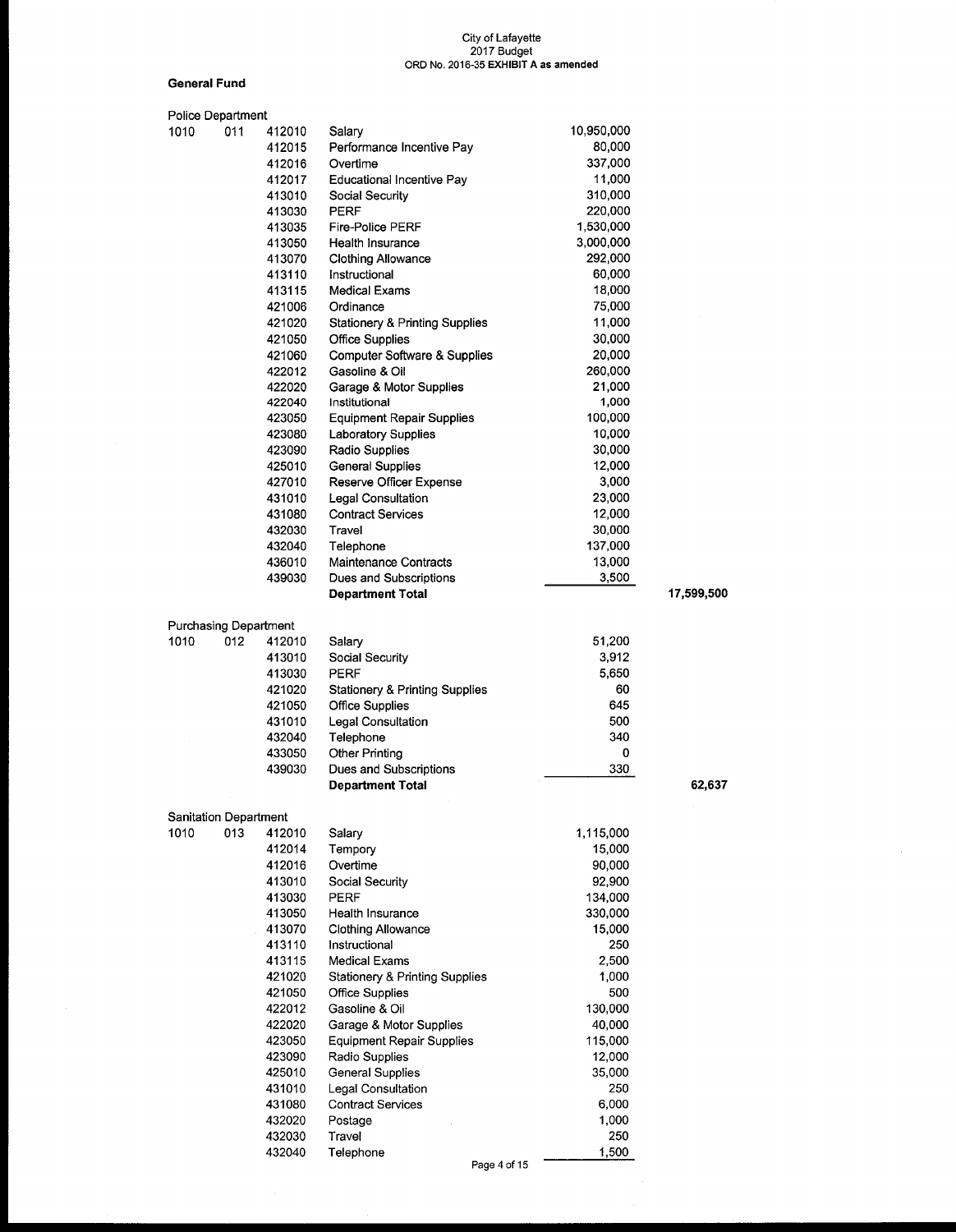City of Lafayette
2017 Budget
ORD No. 2016-35 **EXHIBIT A as amended**

**General Fund**

Police Department

| Fund | Dept | Account | Description | Amount | Total |
|---|---|---|---|---|---|
| 1010 | 011 | 412010 | Salary | 10,950,000 | |
| | | 412015 | Performance Incentive Pay | 80,000 | |
| | | 412016 | Overtime | 337,000 | |
| | | 412017 | Educational Incentive Pay | 11,000 | |
| | | 413010 | Social Security | 310,000 | |
| | | 413030 | PERF | 220,000 | |
| | | 413035 | Fire-Police PERF | 1,530,000 | |
| | | 413050 | Health Insurance | 3,000,000 | |
| | | 413070 | Clothing Allowance | 292,000 | |
| | | 413110 | Instructional | 60,000 | |
| | | 413115 | Medical Exams | 18,000 | |
| | | 421006 | Ordinance | 75,000 | |
| | | 421020 | Stationery & Printing Supplies | 11,000 | |
| | | 421050 | Office Supplies | 30,000 | |
| | | 421060 | Computer Software & Supplies | 20,000 | |
| | | 422012 | Gasoline & Oil | 260,000 | |
| | | 422020 | Garage & Motor Supplies | 21,000 | |
| | | 422040 | Institutional | 1,000 | |
| | | 423050 | Equipment Repair Supplies | 100,000 | |
| | | 423080 | Laboratory Supplies | 10,000 | |
| | | 423090 | Radio Supplies | 30,000 | |
| | | 425010 | General Supplies | 12,000 | |
| | | 427010 | Reserve Officer Expense | 3,000 | |
| | | 431010 | Legal Consultation | 23,000 | |
| | | 431080 | Contract Services | 12,000 | |
| | | 432030 | Travel | 30,000 | |
| | | 432040 | Telephone | 137,000 | |
| | | 436010 | Maintenance Contracts | 13,000 | |
| | | 439030 | Dues and Subscriptions | 3,500 | |
| | | | **Department Total** | | 17,599,500 |

Purchasing Department

| Fund | Dept | Account | Description | Amount | Total |
|---|---|---|---|---|---|
| 1010 | 012 | 412010 | Salary | 51,200 | |
| | | 413010 | Social Security | 3,912 | |
| | | 413030 | PERF | 5,650 | |
| | | 421020 | Stationery & Printing Supplies | 60 | |
| | | 421050 | Office Supplies | 645 | |
| | | 431010 | Legal Consultation | 500 | |
| | | 432040 | Telephone | 340 | |
| | | 433050 | Other Printing | 0 | |
| | | 439030 | Dues and Subscriptions | 330 | |
| | | | **Department Total** | | 62,637 |

Sanitation Department

| Fund | Dept | Account | Description | Amount | Total |
|---|---|---|---|---|---|
| 1010 | 013 | 412010 | Salary | 1,115,000 | |
| | | 412014 | Tempory | 15,000 | |
| | | 412016 | Overtime | 90,000 | |
| | | 413010 | Social Security | 92,900 | |
| | | 413030 | PERF | 134,000 | |
| | | 413050 | Health Insurance | 330,000 | |
| | | 413070 | Clothing Allowance | 15,000 | |
| | | 413110 | Instructional | 250 | |
| | | 413115 | Medical Exams | 2,500 | |
| | | 421020 | Stationery & Printing Supplies | 1,000 | |
| | | 421050 | Office Supplies | 500 | |
| | | 422012 | Gasoline & Oil | 130,000 | |
| | | 422020 | Garage & Motor Supplies | 40,000 | |
| | | 423050 | Equipment Repair Supplies | 115,000 | |
| | | 423090 | Radio Supplies | 12,000 | |
| | | 425010 | General Supplies | 35,000 | |
| | | 431010 | Legal Consultation | 250 | |
| | | 431080 | Contract Services | 6,000 | |
| | | 432020 | Postage | 1,000 | |
| | | 432030 | Travel | 250 | |
| | | 432040 | Telephone | 1,500 | |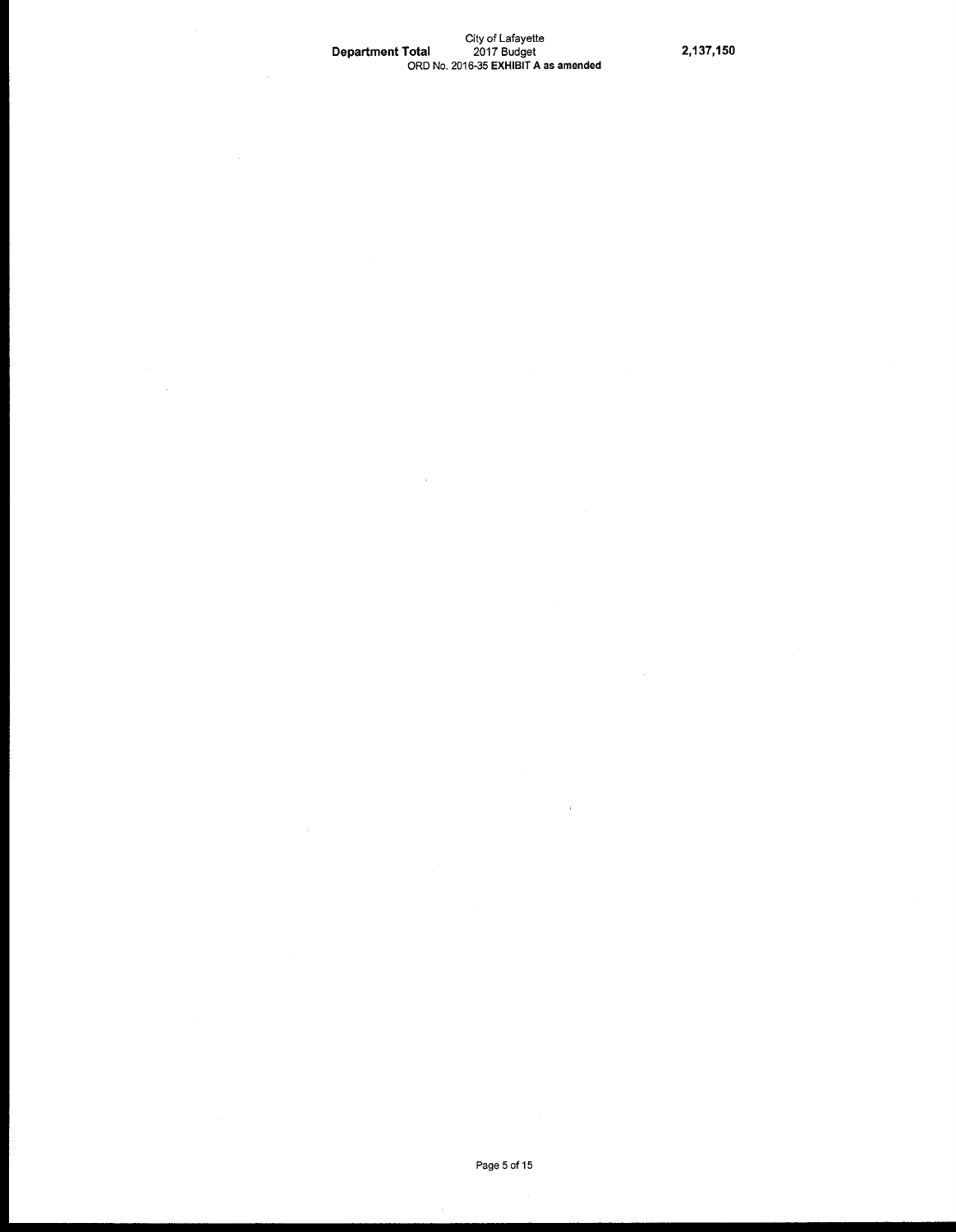| Department Total | 2,137,150 |
| --- | --- |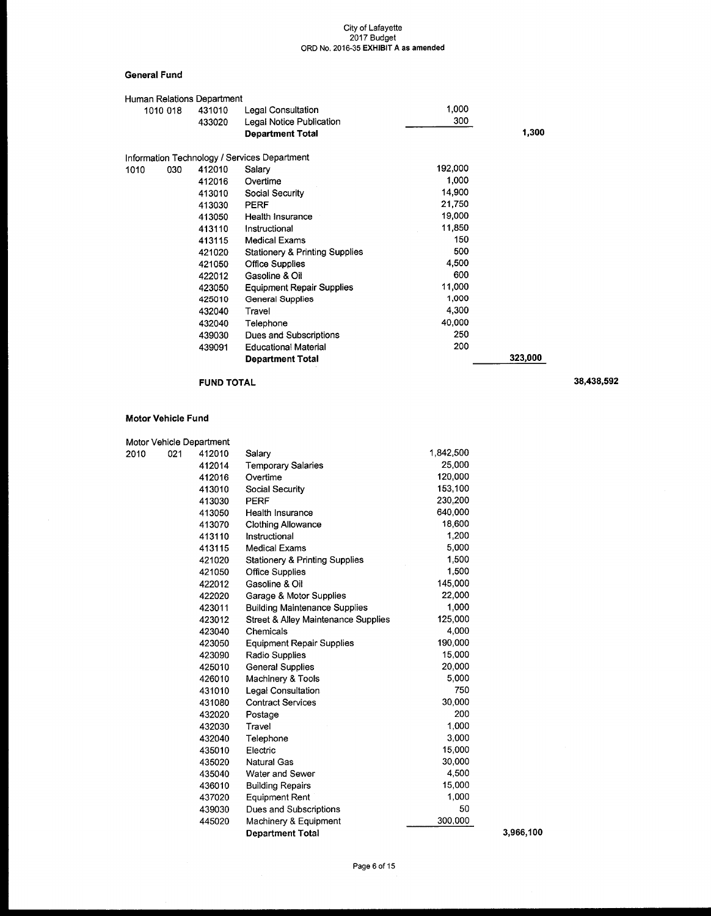City of Lafayette
2017 Budget
ORD No. 2016-35 **EXHIBIT A as amended**

## General Fund

### Human Relations Department

| Fund | Dept | Account | Description | Amount | Department Total |
|---|---|---|---|---|---|
| 1010 | 018 | 431010 | Legal Consultation | 1,000 | |
| | | 433020 | Legal Notice Publication | 300 | |
| | | | **Department Total** | | **1,300** |

### Information Technology / Services Department

| Fund | Dept | Account | Description | Amount | Department Total |
|---|---|---|---|---|---|
| 1010 | 030 | 412010 | Salary | 192,000 | |
| | | 412016 | Overtime | 1,000 | |
| | | 413010 | Social Security | 14,900 | |
| | | 413030 | PERF | 21,750 | |
| | | 413050 | Health Insurance | 19,000 | |
| | | 413110 | Instructional | 11,850 | |
| | | 413115 | Medical Exams | 150 | |
| | | 421020 | Stationery & Printing Supplies | 500 | |
| | | 421050 | Office Supplies | 4,500 | |
| | | 422012 | Gasoline & Oil | 600 | |
| | | 423050 | Equipment Repair Supplies | 11,000 | |
| | | 425010 | General Supplies | 1,000 | |
| | | 432040 | Travel | 4,300 | |
| | | 432040 | Telephone | 40,000 | |
| | | 439030 | Dues and Subscriptions | 250 | |
| | | 439091 | Educational Material | 200 | |
| | | | **Department Total** | | **323,000** |

**FUND TOTAL** **38,438,592**

## Motor Vehicle Fund

### Motor Vehicle Department

| Fund | Dept | Account | Description | Amount | Department Total |
|---|---|---|---|---|---|
| 2010 | 021 | 412010 | Salary | 1,842,500 | |
| | | 412014 | Temporary Salaries | 25,000 | |
| | | 412016 | Overtime | 120,000 | |
| | | 413010 | Social Security | 153,100 | |
| | | 413030 | PERF | 230,200 | |
| | | 413050 | Health Insurance | 640,000 | |
| | | 413070 | Clothing Allowance | 18,600 | |
| | | 413110 | Instructional | 1,200 | |
| | | 413115 | Medical Exams | 5,000 | |
| | | 421020 | Stationery & Printing Supplies | 1,500 | |
| | | 421050 | Office Supplies | 1,500 | |
| | | 422012 | Gasoline & Oil | 145,000 | |
| | | 422020 | Garage & Motor Supplies | 22,000 | |
| | | 423011 | Building Maintenance Supplies | 1,000 | |
| | | 423012 | Street & Alley Maintenance Supplies | 125,000 | |
| | | 423040 | Chemicals | 4,000 | |
| | | 423050 | Equipment Repair Supplies | 190,000 | |
| | | 423090 | Radio Supplies | 15,000 | |
| | | 425010 | General Supplies | 20,000 | |
| | | 426010 | Machinery & Tools | 5,000 | |
| | | 431010 | Legal Consultation | 750 | |
| | | 431080 | Contract Services | 30,000 | |
| | | 432020 | Postage | 200 | |
| | | 432030 | Travel | 1,000 | |
| | | 432040 | Telephone | 3,000 | |
| | | 435010 | Electric | 15,000 | |
| | | 435020 | Natural Gas | 30,000 | |
| | | 435040 | Water and Sewer | 4,500 | |
| | | 436010 | Building Repairs | 15,000 | |
| | | 437020 | Equipment Rent | 1,000 | |
| | | 439030 | Dues and Subscriptions | 50 | |
| | | 445020 | Machinery & Equipment | 300,000 | |
| | | | **Department Total** | | **3,966,100** |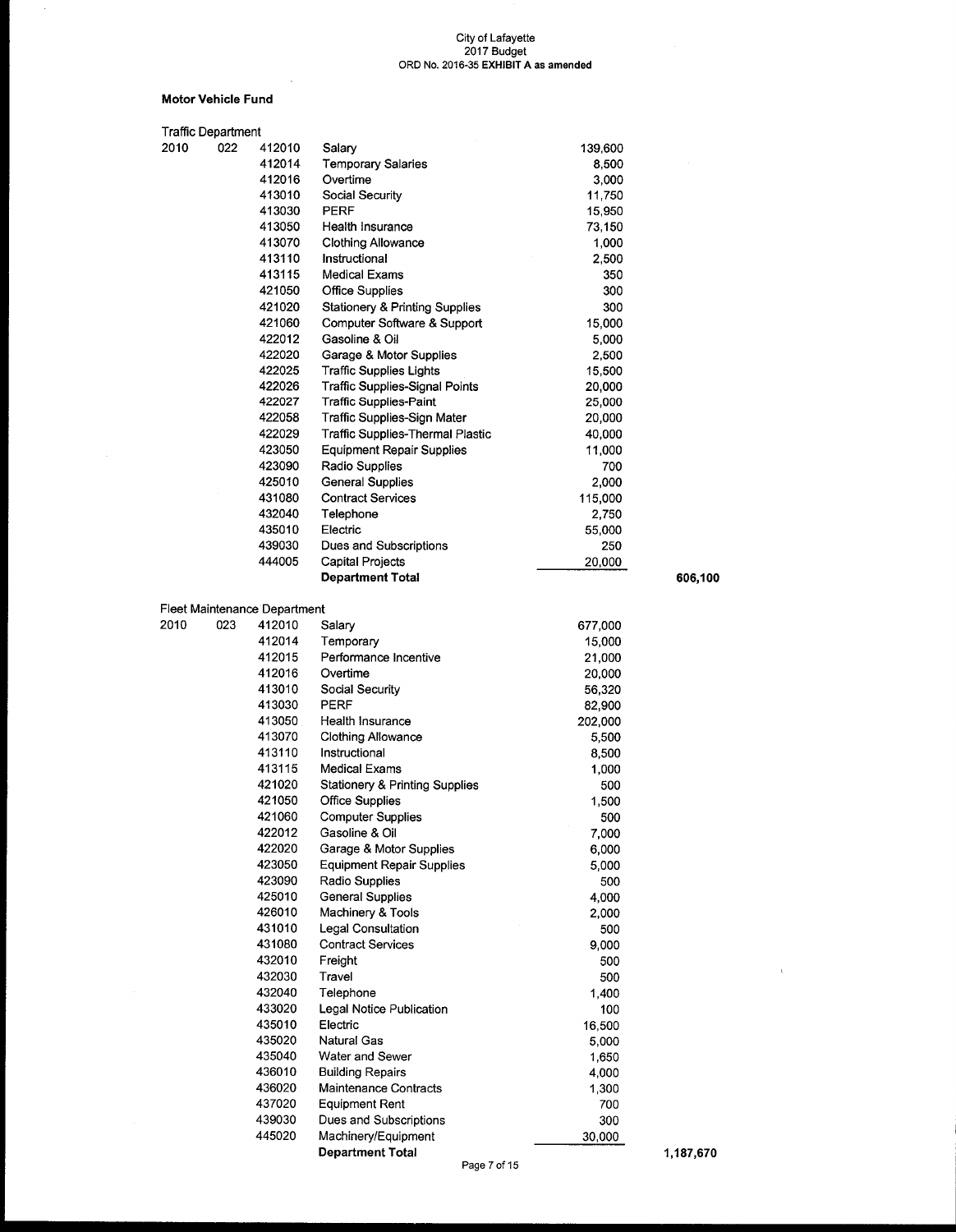City of Lafayette
2017 Budget
ORD No. 2016-35 **EXHIBIT A as amended**

**Motor Vehicle Fund**

Traffic Department

| | | | | | |
|---|---|---|---|---|---|
| 2010 | 022 | 412010 | Salary | 139,600 | |
| | | 412014 | Temporary Salaries | 8,500 | |
| | | 412016 | Overtime | 3,000 | |
| | | 413010 | Social Security | 11,750 | |
| | | 413030 | PERF | 15,950 | |
| | | 413050 | Health Insurance | 73,150 | |
| | | 413070 | Clothing Allowance | 1,000 | |
| | | 413110 | Instructional | 2,500 | |
| | | 413115 | Medical Exams | 350 | |
| | | 421050 | Office Supplies | 300 | |
| | | 421020 | Stationery & Printing Supplies | 300 | |
| | | 421060 | Computer Software & Support | 15,000 | |
| | | 422012 | Gasoline & Oil | 5,000 | |
| | | 422020 | Garage & Motor Supplies | 2,500 | |
| | | 422025 | Traffic Supplies Lights | 15,500 | |
| | | 422026 | Traffic Supplies-Signal Points | 20,000 | |
| | | 422027 | Traffic Supplies-Paint | 25,000 | |
| | | 422058 | Traffic Supplies-Sign Mater | 20,000 | |
| | | 422029 | Traffic Supplies-Thermal Plastic | 40,000 | |
| | | 423050 | Equipment Repair Supplies | 11,000 | |
| | | 423090 | Radio Supplies | 700 | |
| | | 425010 | General Supplies | 2,000 | |
| | | 431080 | Contract Services | 115,000 | |
| | | 432040 | Telephone | 2,750 | |
| | | 435010 | Electric | 55,000 | |
| | | 439030 | Dues and Subscriptions | 250 | |
| | | 444005 | Capital Projects | 20,000 | |
| | | | **Department Total** | | **606,100** |

Fleet Maintenance Department

| | | | | | |
|---|---|---|---|---|---|
| 2010 | 023 | 412010 | Salary | 677,000 | |
| | | 412014 | Temporary | 15,000 | |
| | | 412015 | Performance Incentive | 21,000 | |
| | | 412016 | Overtime | 20,000 | |
| | | 413010 | Social Security | 56,320 | |
| | | 413030 | PERF | 82,900 | |
| | | 413050 | Health Insurance | 202,000 | |
| | | 413070 | Clothing Allowance | 5,500 | |
| | | 413110 | Instructional | 8,500 | |
| | | 413115 | Medical Exams | 1,000 | |
| | | 421020 | Stationery & Printing Supplies | 500 | |
| | | 421050 | Office Supplies | 1,500 | |
| | | 421060 | Computer Supplies | 500 | |
| | | 422012 | Gasoline & Oil | 7,000 | |
| | | 422020 | Garage & Motor Supplies | 6,000 | |
| | | 423050 | Equipment Repair Supplies | 5,000 | |
| | | 423090 | Radio Supplies | 500 | |
| | | 425010 | General Supplies | 4,000 | |
| | | 426010 | Machinery & Tools | 2,000 | |
| | | 431010 | Legal Consultation | 500 | |
| | | 431080 | Contract Services | 9,000 | |
| | | 432010 | Freight | 500 | |
| | | 432030 | Travel | 500 | |
| | | 432040 | Telephone | 1,400 | |
| | | 433020 | Legal Notice Publication | 100 | |
| | | 435010 | Electric | 16,500 | |
| | | 435020 | Natural Gas | 5,000 | |
| | | 435040 | Water and Sewer | 1,650 | |
| | | 436010 | Building Repairs | 4,000 | |
| | | 436020 | Maintenance Contracts | 1,300 | |
| | | 437020 | Equipment Rent | 700 | |
| | | 439030 | Dues and Subscriptions | 300 | |
| | | 445020 | Machinery/Equipment | 30,000 | |
| | | | **Department Total** | | **1,187,670** |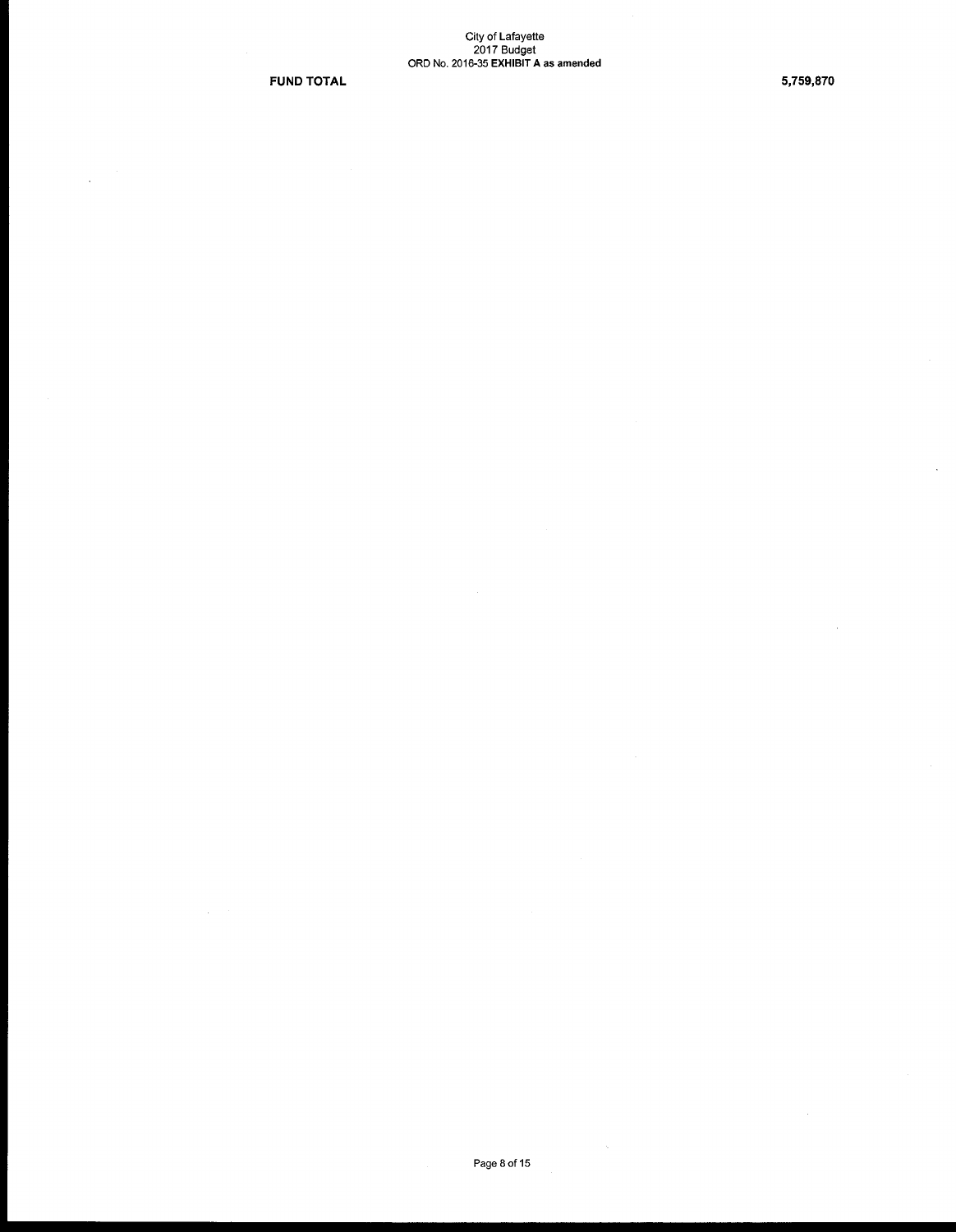| FUND TOTAL | 5,759,870 |
| --- | --- |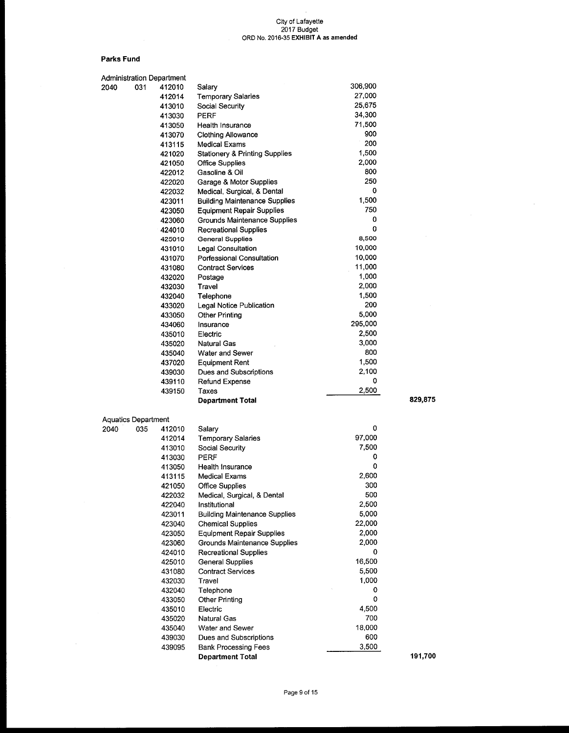City of Lafayette
2017 Budget
ORD No. 2016-35 **EXHIBIT A as amended**

**Parks Fund**

| Administration Department | | | | | |
|---|---|---|---|---|---|
| 2040 | 031 | 412010 | Salary | 306,900 | |
| | | 412014 | Temporary Salaries | 27,000 | |
| | | 413010 | Social Security | 25,675 | |
| | | 413030 | PERF | 34,300 | |
| | | 413050 | Health Insurance | 71,500 | |
| | | 413070 | Clothing Allowance | 900 | |
| | | 413115 | Medical Exams | 200 | |
| | | 421020 | Stationery & Printing Supplies | 1,500 | |
| | | 421050 | Office Supplies | 2,000 | |
| | | 422012 | Gasoline & Oil | 800 | |
| | | 422020 | Garage & Motor Supplies | 250 | |
| | | 422032 | Medical, Surgical, & Dental | 0 | |
| | | 423011 | Building Maintenance Supplies | 1,500 | |
| | | 423050 | Equipment Repair Supplies | 750 | |
| | | 423060 | Grounds Maintenance Supplies | 0 | |
| | | 424010 | Recreational Supplies | 0 | |
| | | 425010 | General Supplies | 8,500 | |
| | | 431010 | Legal Consultation | 10,000 | |
| | | 431070 | Porfessional Consultation | 10,000 | |
| | | 431080 | Contract Services | 11,000 | |
| | | 432020 | Postage | 1,000 | |
| | | 432030 | Travel | 2,000 | |
| | | 432040 | Telephone | 1,500 | |
| | | 433020 | Legal Notice Publication | 200 | |
| | | 433050 | Other Printing | 5,000 | |
| | | 434060 | Insurance | 295,000 | |
| | | 435010 | Electric | 2,500 | |
| | | 435020 | Natural Gas | 3,000 | |
| | | 435040 | Water and Sewer | 800 | |
| | | 437020 | Equipment Rent | 1,500 | |
| | | 439030 | Dues and Subscriptions | 2,100 | |
| | | 439110 | Refund Expense | 0 | |
| | | 439150 | Taxes | 2,500 | |
| | | | **Department Total** | | **829,875** |

| Aquatics Department | | | | | |
|---|---|---|---|---|---|
| 2040 | 035 | 412010 | Salary | 0 | |
| | | 412014 | Temporary Salaries | 97,000 | |
| | | 413010 | Social Security | 7,500 | |
| | | 413030 | PERF | 0 | |
| | | 413050 | Health Insurance | 0 | |
| | | 413115 | Medical Exams | 2,600 | |
| | | 421050 | Office Supplies | 300 | |
| | | 422032 | Medical, Surgical, & Dental | 500 | |
| | | 422040 | Institutional | 2,500 | |
| | | 423011 | Building Maintenance Supplies | 5,000 | |
| | | 423040 | Chemical Supplies | 22,000 | |
| | | 423050 | Equipment Repair Supplies | 2,000 | |
| | | 423060 | Grounds Maintenance Supplies | 2,000 | |
| | | 424010 | Recreational Supplies | 0 | |
| | | 425010 | General Supplies | 16,500 | |
| | | 431080 | Contract Services | 5,500 | |
| | | 432030 | Travel | 1,000 | |
| | | 432040 | Telephone | 0 | |
| | | 433050 | Other Printing | 0 | |
| | | 435010 | Electric | 4,500 | |
| | | 435020 | Natural Gas | 700 | |
| | | 435040 | Water and Sewer | 18,000 | |
| | | 439030 | Dues and Subscriptions | 600 | |
| | | 439095 | Bank Processing Fees | 3,500 | |
| | | | **Department Total** | | **191,700** |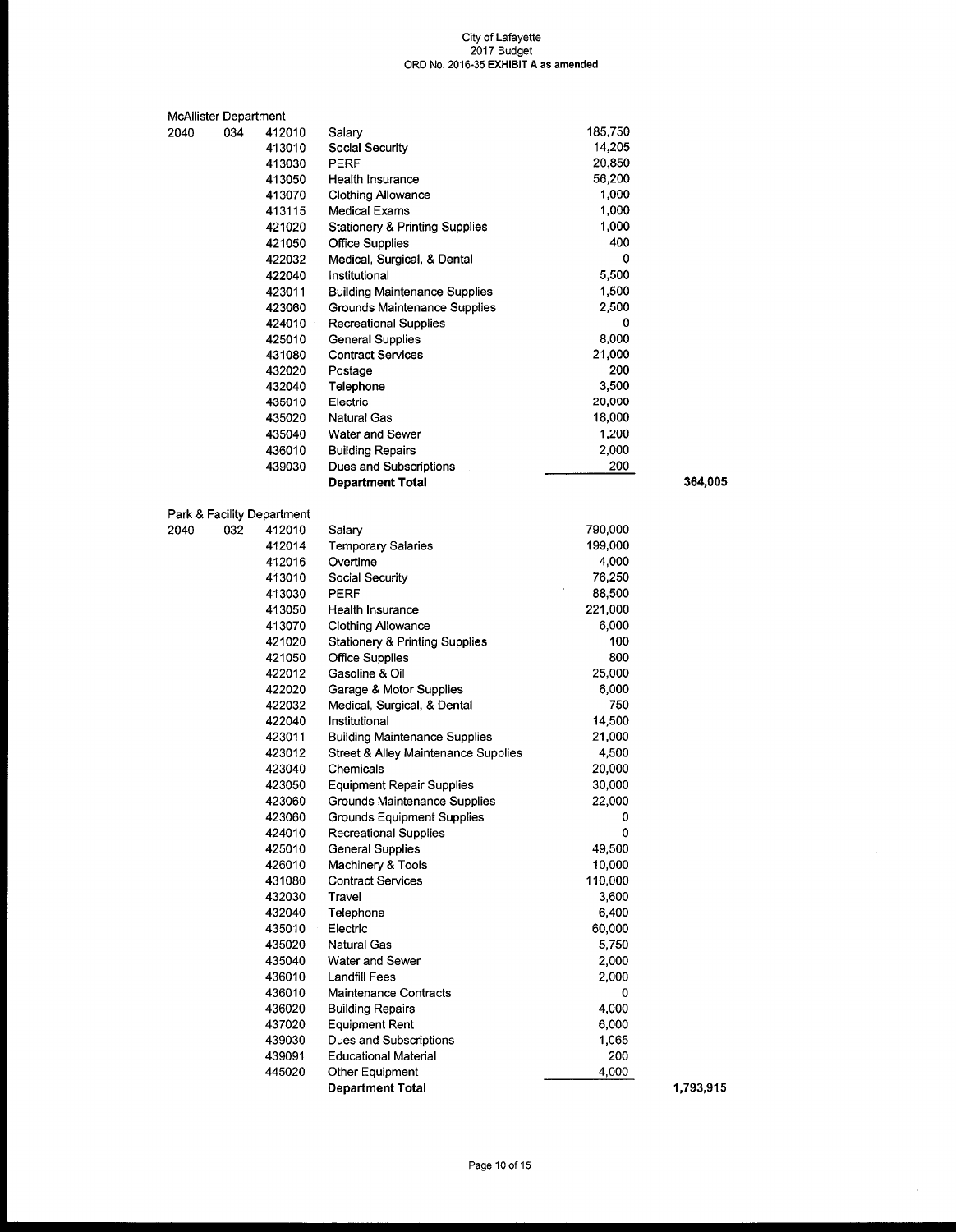City of Lafayette
2017 Budget
ORD No. 2016-35 **EXHIBIT A as amended**

McAllister Department

| Fund | Dept | Account | Description | Amount | Total |
|---|---|---|---|---|---|
| 2040 | 034 | 412010 | Salary | 185,750 | |
| | | 413010 | Social Security | 14,205 | |
| | | 413030 | PERF | 20,850 | |
| | | 413050 | Health Insurance | 56,200 | |
| | | 413070 | Clothing Allowance | 1,000 | |
| | | 413115 | Medical Exams | 1,000 | |
| | | 421020 | Stationery & Printing Supplies | 1,000 | |
| | | 421050 | Office Supplies | 400 | |
| | | 422032 | Medical, Surgical, & Dental | 0 | |
| | | 422040 | Institutional | 5,500 | |
| | | 423011 | Building Maintenance Supplies | 1,500 | |
| | | 423060 | Grounds Maintenance Supplies | 2,500 | |
| | | 424010 | Recreational Supplies | 0 | |
| | | 425010 | General Supplies | 8,000 | |
| | | 431080 | Contract Services | 21,000 | |
| | | 432020 | Postage | 200 | |
| | | 432040 | Telephone | 3,500 | |
| | | 435010 | Electric | 20,000 | |
| | | 435020 | Natural Gas | 18,000 | |
| | | 435040 | Water and Sewer | 1,200 | |
| | | 436010 | Building Repairs | 2,000 | |
| | | 439030 | Dues and Subscriptions | 200 | |
| | | | **Department Total** | | **364,005** |

Park & Facility Department

| Fund | Dept | Account | Description | Amount | Total |
|---|---|---|---|---|---|
| 2040 | 032 | 412010 | Salary | 790,000 | |
| | | 412014 | Temporary Salaries | 199,000 | |
| | | 412016 | Overtime | 4,000 | |
| | | 413010 | Social Security | 76,250 | |
| | | 413030 | PERF | 88,500 | |
| | | 413050 | Health Insurance | 221,000 | |
| | | 413070 | Clothing Allowance | 6,000 | |
| | | 421020 | Stationery & Printing Supplies | 100 | |
| | | 421050 | Office Supplies | 800 | |
| | | 422012 | Gasoline & Oil | 25,000 | |
| | | 422020 | Garage & Motor Supplies | 6,000 | |
| | | 422032 | Medical, Surgical, & Dental | 750 | |
| | | 422040 | Institutional | 14,500 | |
| | | 423011 | Building Maintenance Supplies | 21,000 | |
| | | 423012 | Street & Alley Maintenance Supplies | 4,500 | |
| | | 423040 | Chemicals | 20,000 | |
| | | 423050 | Equipment Repair Supplies | 30,000 | |
| | | 423060 | Grounds Maintenance Supplies | 22,000 | |
| | | 423060 | Grounds Equipment Supplies | 0 | |
| | | 424010 | Recreational Supplies | 0 | |
| | | 425010 | General Supplies | 49,500 | |
| | | 426010 | Machinery & Tools | 10,000 | |
| | | 431080 | Contract Services | 110,000 | |
| | | 432030 | Travel | 3,600 | |
| | | 432040 | Telephone | 6,400 | |
| | | 435010 | Electric | 60,000 | |
| | | 435020 | Natural Gas | 5,750 | |
| | | 435040 | Water and Sewer | 2,000 | |
| | | 436010 | Landfill Fees | 2,000 | |
| | | 436010 | Maintenance Contracts | 0 | |
| | | 436020 | Building Repairs | 4,000 | |
| | | 437020 | Equipment Rent | 6,000 | |
| | | 439030 | Dues and Subscriptions | 1,065 | |
| | | 439091 | Educational Material | 200 | |
| | | 445020 | Other Equipment | 4,000 | |
| | | | **Department Total** | | **1,793,915** |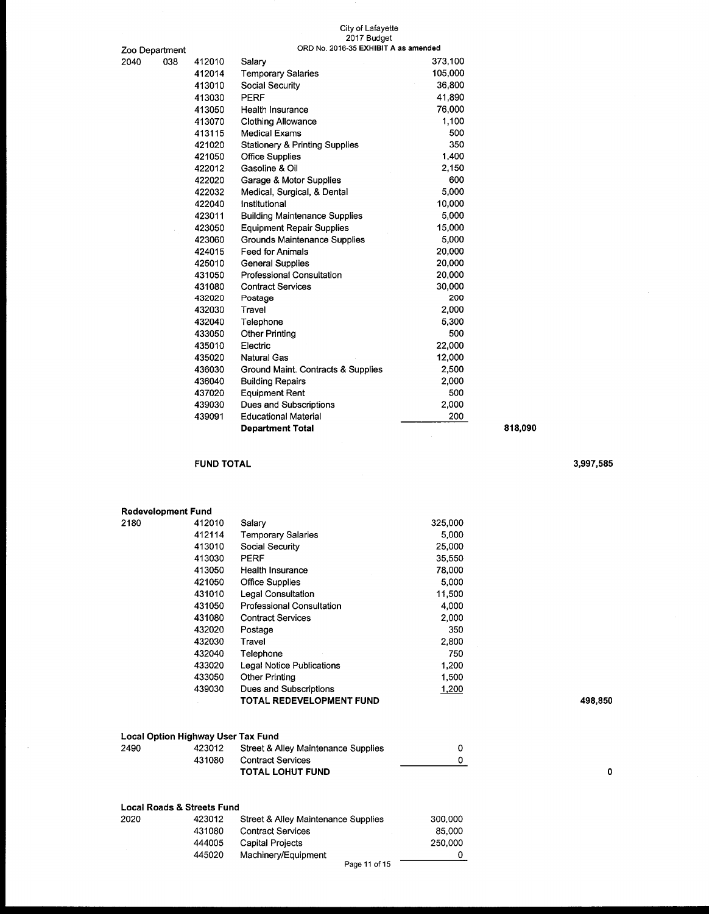City of Lafayette
2017 Budget
ORD No. 2016-35 **EXHIBIT A as amended**

Zoo Department

| | | | | | |
|---|---|---|---|---|---|
| 2040 | 038 | 412010 | Salary | 373,100 | |
| | | 412014 | Temporary Salaries | 105,000 | |
| | | 413010 | Social Security | 36,800 | |
| | | 413030 | PERF | 41,890 | |
| | | 413050 | Health Insurance | 76,000 | |
| | | 413070 | Clothing Allowance | 1,100 | |
| | | 413115 | Medical Exams | 500 | |
| | | 421020 | Stationery & Printing Supplies | 350 | |
| | | 421050 | Office Supplies | 1,400 | |
| | | 422012 | Gasoline & Oil | 2,150 | |
| | | 422020 | Garage & Motor Supplies | 600 | |
| | | 422032 | Medical, Surgical, & Dental | 5,000 | |
| | | 422040 | Institutional | 10,000 | |
| | | 423011 | Building Maintenance Supplies | 5,000 | |
| | | 423050 | Equipment Repair Supplies | 15,000 | |
| | | 423060 | Grounds Maintenance Supplies | 5,000 | |
| | | 424015 | Feed for Animals | 20,000 | |
| | | 425010 | General Supplies | 20,000 | |
| | | 431050 | Professional Consultation | 20,000 | |
| | | 431080 | Contract Services | 30,000 | |
| | | 432020 | Postage | 200 | |
| | | 432030 | Travel | 2,000 | |
| | | 432040 | Telephone | 5,300 | |
| | | 433050 | Other Printing | 500 | |
| | | 435010 | Electric | 22,000 | |
| | | 435020 | Natural Gas | 12,000 | |
| | | 436030 | Ground Maint. Contracts & Supplies | 2,500 | |
| | | 436040 | Building Repairs | 2,000 | |
| | | 437020 | Equipment Rent | 500 | |
| | | 439030 | Dues and Subscriptions | 2,000 | |
| | | 439091 | Educational Material | 200 | |
| | | | **Department Total** | | **818,090** |

**FUND TOTAL** **3,997,585**

**Redevelopment Fund**

| | | | | |
|---|---|---|---|---|
| 2180 | 412010 | Salary | 325,000 | |
| | 412114 | Temporary Salaries | 5,000 | |
| | 413010 | Social Security | 25,000 | |
| | 413030 | PERF | 35,550 | |
| | 413050 | Health Insurance | 78,000 | |
| | 421050 | Office Supplies | 5,000 | |
| | 431010 | Legal Consultation | 11,500 | |
| | 431050 | Professional Consultation | 4,000 | |
| | 431080 | Contract Services | 2,000 | |
| | 432020 | Postage | 350 | |
| | 432030 | Travel | 2,800 | |
| | 432040 | Telephone | 750 | |
| | 433020 | Legal Notice Publications | 1,200 | |
| | 433050 | Other Printing | 1,500 | |
| | 439030 | Dues and Subscriptions | 1,200 | |
| | | **TOTAL REDEVELOPMENT FUND** | | **498,850** |

**Local Option Highway User Tax Fund**

| | | | | |
|---|---|---|---|---|
| 2490 | 423012 | Street & Alley Maintenance Supplies | 0 | |
| | 431080 | Contract Services | 0 | |
| | | **TOTAL LOHUT FUND** | | **0** |

**Local Roads & Streets Fund**

| | | | |
|---|---|---|---|
| 2020 | 423012 | Street & Alley Maintenance Supplies | 300,000 |
| | 431080 | Contract Services | 85,000 |
| | 444005 | Capital Projects | 250,000 |
| | 445020 | Machinery/Equipment | 0 |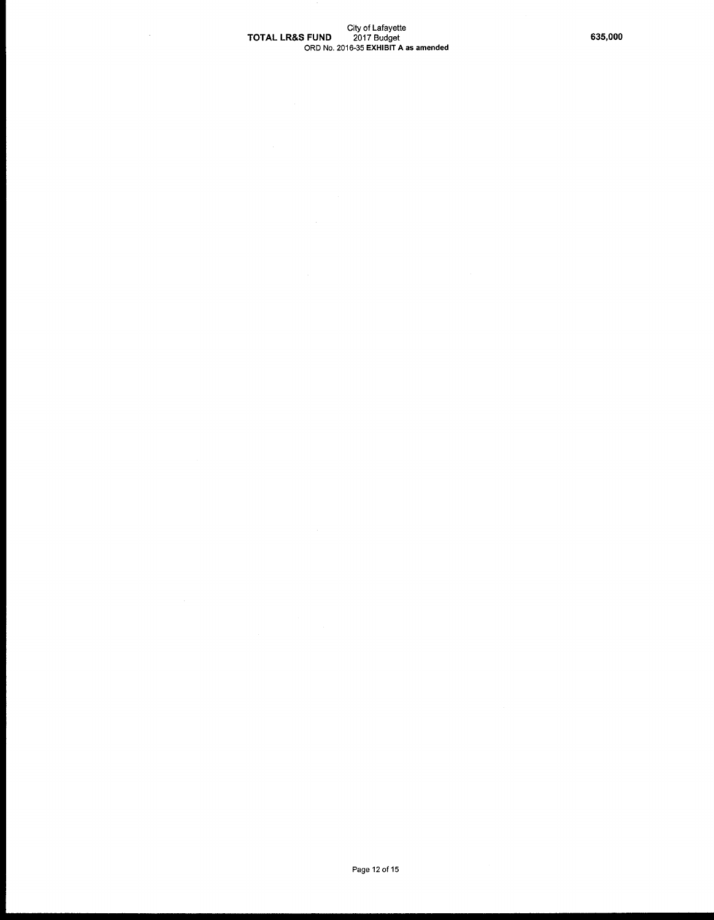**TOTAL LR&S FUND** 635,000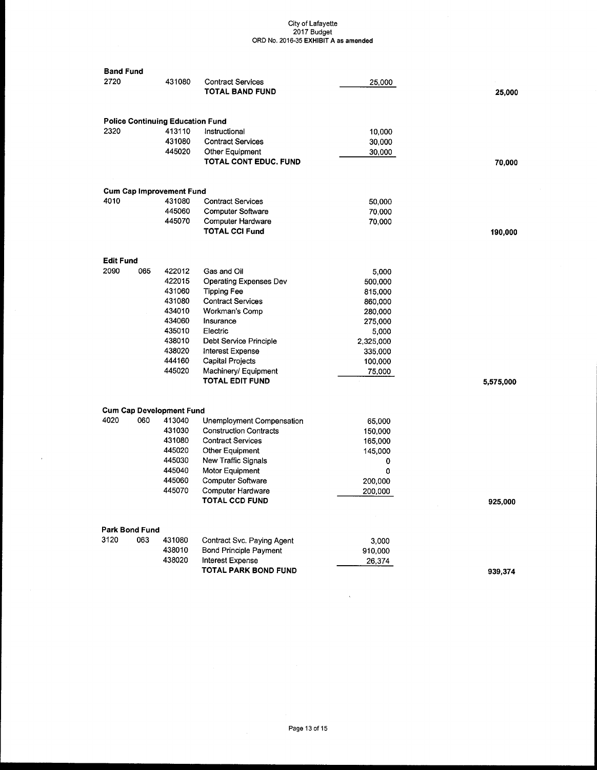City of Lafayette
2017 Budget
ORD No. 2016-35 **EXHIBIT A as amended**

**Band Fund**

| Fund | Dept | Account | Description | Amount | Total |
|---|---|---|---|---|---|
| 2720 | | 431080 | Contract Services | 25,000 | |
| | | | **TOTAL BAND FUND** | | **25,000** |

**Police Continuing Education Fund**

| Fund | Dept | Account | Description | Amount | Total |
|---|---|---|---|---|---|
| 2320 | | 413110 | Instructional | 10,000 | |
| | | 431080 | Contract Services | 30,000 | |
| | | 445020 | Other Equipment | 30,000 | |
| | | | **TOTAL CONT EDUC. FUND** | | **70,000** |

**Cum Cap Improvement Fund**

| Fund | Dept | Account | Description | Amount | Total |
|---|---|---|---|---|---|
| 4010 | | 431080 | Contract Services | 50,000 | |
| | | 445060 | Computer Software | 70,000 | |
| | | 445070 | Computer Hardware | 70,000 | |
| | | | **TOTAL CCI Fund** | | **190,000** |

**Edit Fund**

| Fund | Dept | Account | Description | Amount | Total |
|---|---|---|---|---|---|
| 2090 | 065 | 422012 | Gas and Oil | 5,000 | |
| | | 422015 | Operating Expenses Dev | 500,000 | |
| | | 431060 | Tipping Fee | 815,000 | |
| | | 431080 | Contract Services | 860,000 | |
| | | 434010 | Workman's Comp | 280,000 | |
| | | 434060 | Insurance | 275,000 | |
| | | 435010 | Electric | 5,000 | |
| | | 438010 | Debt Service Principle | 2,325,000 | |
| | | 438020 | Interest Expense | 335,000 | |
| | | 444160 | Capital Projects | 100,000 | |
| | | 445020 | Machinery/ Equipment | 75,000 | |
| | | | **TOTAL EDIT FUND** | | **5,575,000** |

**Cum Cap Development Fund**

| Fund | Dept | Account | Description | Amount | Total |
|---|---|---|---|---|---|
| 4020 | 060 | 413040 | Unemployment Compensation | 65,000 | |
| | | 431030 | Construction Contracts | 150,000 | |
| | | 431080 | Contract Services | 165,000 | |
| | | 445020 | Other Equipment | 145,000 | |
| | | 445030 | New Traffic Signals | 0 | |
| | | 445040 | Motor Equipment | 0 | |
| | | 445060 | Computer Software | 200,000 | |
| | | 445070 | Computer Hardware | 200,000 | |
| | | | **TOTAL CCD FUND** | | **925,000** |

**Park Bond Fund**

| Fund | Dept | Account | Description | Amount | Total |
|---|---|---|---|---|---|
| 3120 | 063 | 431080 | Contract Svc. Paying Agent | 3,000 | |
| | | 438010 | Bond Principle Payment | 910,000 | |
| | | 438020 | Interest Expense | 26,374 | |
| | | | **TOTAL PARK BOND FUND** | | **939,374** |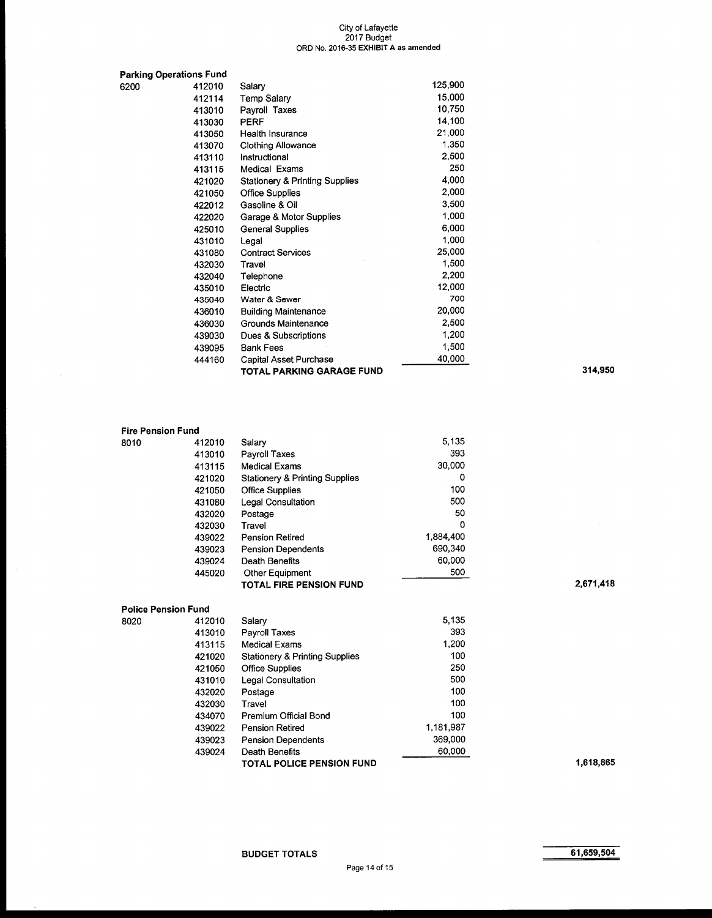City of Lafayette
2017 Budget
ORD No. 2016-35 **EXHIBIT A** as amended

**Parking Operations Fund**

| Fund | Account | Description | Amount | Total |
|---|---|---|---|---|
| 6200 | 412010 | Salary | 125,900 | |
| | 412114 | Temp Salary | 15,000 | |
| | 413010 | Payroll Taxes | 10,750 | |
| | 413030 | PERF | 14,100 | |
| | 413050 | Health Insurance | 21,000 | |
| | 413070 | Clothing Allowance | 1,350 | |
| | 413110 | Instructional | 2,500 | |
| | 413115 | Medical Exams | 250 | |
| | 421020 | Stationery & Printing Supplies | 4,000 | |
| | 421050 | Office Supplies | 2,000 | |
| | 422012 | Gasoline & Oil | 3,500 | |
| | 422020 | Garage & Motor Supplies | 1,000 | |
| | 425010 | General Supplies | 6,000 | |
| | 431010 | Legal | 1,000 | |
| | 431080 | Contract Services | 25,000 | |
| | 432030 | Travel | 1,500 | |
| | 432040 | Telephone | 2,200 | |
| | 435010 | Electric | 12,000 | |
| | 435040 | Water & Sewer | 700 | |
| | 436010 | Building Maintenance | 20,000 | |
| | 436030 | Grounds Maintenance | 2,500 | |
| | 439030 | Dues & Subscriptions | 1,200 | |
| | 439095 | Bank Fees | 1,500 | |
| | 444160 | Capital Asset Purchase | 40,000 | |
| | | **TOTAL PARKING GARAGE FUND** | | **314,950** |

**Fire Pension Fund**

| Fund | Account | Description | Amount | Total |
|---|---|---|---|---|
| 8010 | 412010 | Salary | 5,135 | |
| | 413010 | Payroll Taxes | 393 | |
| | 413115 | Medical Exams | 30,000 | |
| | 421020 | Stationery & Printing Supplies | 0 | |
| | 421050 | Office Supplies | 100 | |
| | 431080 | Legal Consultation | 500 | |
| | 432020 | Postage | 50 | |
| | 432030 | Travel | 0 | |
| | 439022 | Pension Retired | 1,884,400 | |
| | 439023 | Pension Dependents | 690,340 | |
| | 439024 | Death Benefits | 60,000 | |
| | 445020 | Other Equipment | 500 | |
| | | **TOTAL FIRE PENSION FUND** | | **2,671,418** |

**Police Pension Fund**

| Fund | Account | Description | Amount | Total |
|---|---|---|---|---|
| 8020 | 412010 | Salary | 5,135 | |
| | 413010 | Payroll Taxes | 393 | |
| | 413115 | Medical Exams | 1,200 | |
| | 421020 | Stationery & Printing Supplies | 100 | |
| | 421050 | Office Supplies | 250 | |
| | 431010 | Legal Consultation | 500 | |
| | 432020 | Postage | 100 | |
| | 432030 | Travel | 100 | |
| | 434070 | Premium Official Bond | 100 | |
| | 439022 | Pension Retired | 1,181,987 | |
| | 439023 | Pension Dependents | 369,000 | |
| | 439024 | Death Benefits | 60,000 | |
| | | **TOTAL POLICE PENSION FUND** | | **1,618,865** |

**BUDGET TOTALS** **61,659,504**